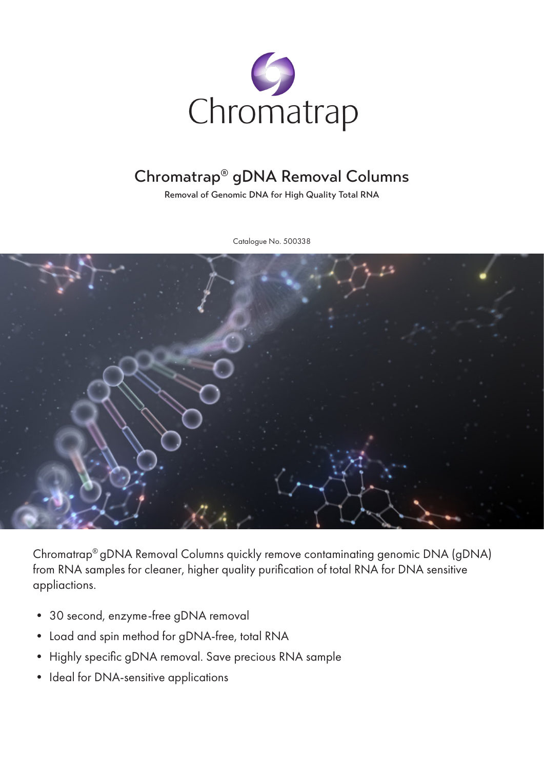Chromatrap

# Chromatrap® gDNA Removal Columns

Removal of Genomic DNA for High Quality Total RNA

Catalogue No. 500338

Chromatrap® gDNA Removal Columns quickly remove contaminating genomic DNA (gDNA) from RNA samples for cleaner, higher quality purification of total RNA for DNA sensitive appliactions.

- 30 second, enzyme-free gDNA removal
- Load and spin method for gDNA-free, total RNA
- Highly specific gDNA removal. Save precious RNA sample
- Ideal for DNA-sensitive applications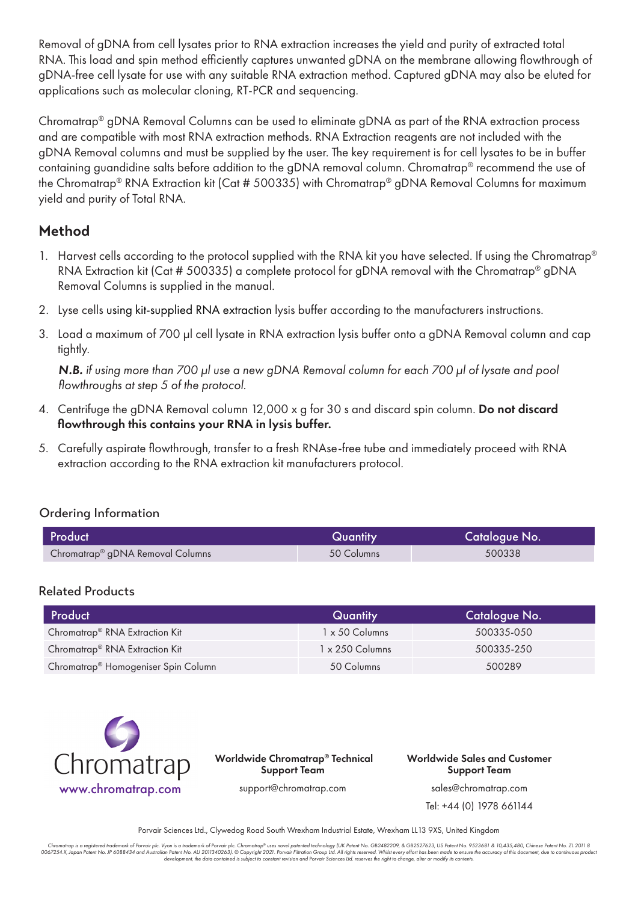Removal of gDNA from cell lysates prior to RNA extraction increases the yield and purity of extracted total RNA. This load and spin method efficiently captures unwanted gDNA on the membrane allowing flowthrough of gDNA-free cell lysate for use with any suitable RNA extraction method. Captured gDNA may also be eluted for applications such as molecular cloning, RT-PCR and sequencing.

Chromatrap® gDNA Removal Columns can be used to eliminate gDNA as part of the RNA extraction process and are compatible with most RNA extraction methods. RNA Extraction reagents are not included with the gDNA Removal columns and must be supplied by the user. The key requirement is for cell lysates to be in buffer containing guandidine salts before addition to the gDNA removal column. Chromatrap® recommend the use of the Chromatrap® RNA Extraction kit (Cat # 500335) with Chromatrap® gDNA Removal Columns for maximum yield and purity of Total RNA.

## Method

1. Harvest cells according to the protocol supplied with the RNA kit you have selected. If using the Chromatrap® RNA Extraction kit (Cat # 500335) a complete protocol for gDNA removal with the Chromatrap® gDNA Removal Columns is supplied in the manual.
2. Lyse cells using kit-supplied RNA extraction lysis buffer according to the manufacturers instructions.
3. Load a maximum of 700 µl cell lysate in RNA extraction lysis buffer onto a gDNA Removal column and cap tightly.

   ***N.B.*** *if using more than 700 µl use a new gDNA Removal column for each 700 µl of lysate and pool flowthroughs at step 5 of the protocol.*
4. Centrifuge the gDNA Removal column 12,000 x g for 30 s and discard spin column. **Do not discard flowthrough this contains your RNA in lysis buffer.**
5. Carefully aspirate flowthrough, transfer to a fresh RNAse-free tube and immediately proceed with RNA extraction according to the RNA extraction kit manufacturers protocol.

### Ordering Information

| Product | Quantity | Catalogue No. |
|---|---|---|
| Chromatrap® gDNA Removal Columns | 50 Columns | 500338 |

### Related Products

| Product | Quantity | Catalogue No. |
|---|---|---|
| Chromatrap® RNA Extraction Kit | 1 x 50 Columns | 500335-050 |
| Chromatrap® RNA Extraction Kit | 1 x 250 Columns | 500335-250 |
| Chromatrap® Homogeniser Spin Column | 50 Columns | 500289 |

Chromatrap
www.chromatrap.com

**Worldwide Chromatrap® Technical Support Team**
support@chromatrap.com

**Worldwide Sales and Customer Support Team**
sales@chromatrap.com
Tel: +44 (0) 1978 661144

Porvair Sciences Ltd., Clywedog Road South Wrexham Industrial Estate, Wrexham LL13 9XS, United Kingdom

*Chromatrap is a registered trademark of Porvair plc. Vyon is a trademark of Porvair plc. Chromatrap® uses novel patented technology (UK Patent No. GB2482209, & GB2527623, US Patent No. 9523681 & 10,435,480, Chinese Patent No. ZL 2011 8 0067254.X, Japan Patent No. JP 6088434 and Australian Patent No. AU 2011340263). © Copyright 2021. Porvair Filtration Group Ltd. All rights reserved. Whilst every effort has been made to ensure the accuracy of this document, due to continuous product development, the data contained is subject to constant revision and Porvair Sciences Ltd. reserves the right to change, alter or modify its contents.*